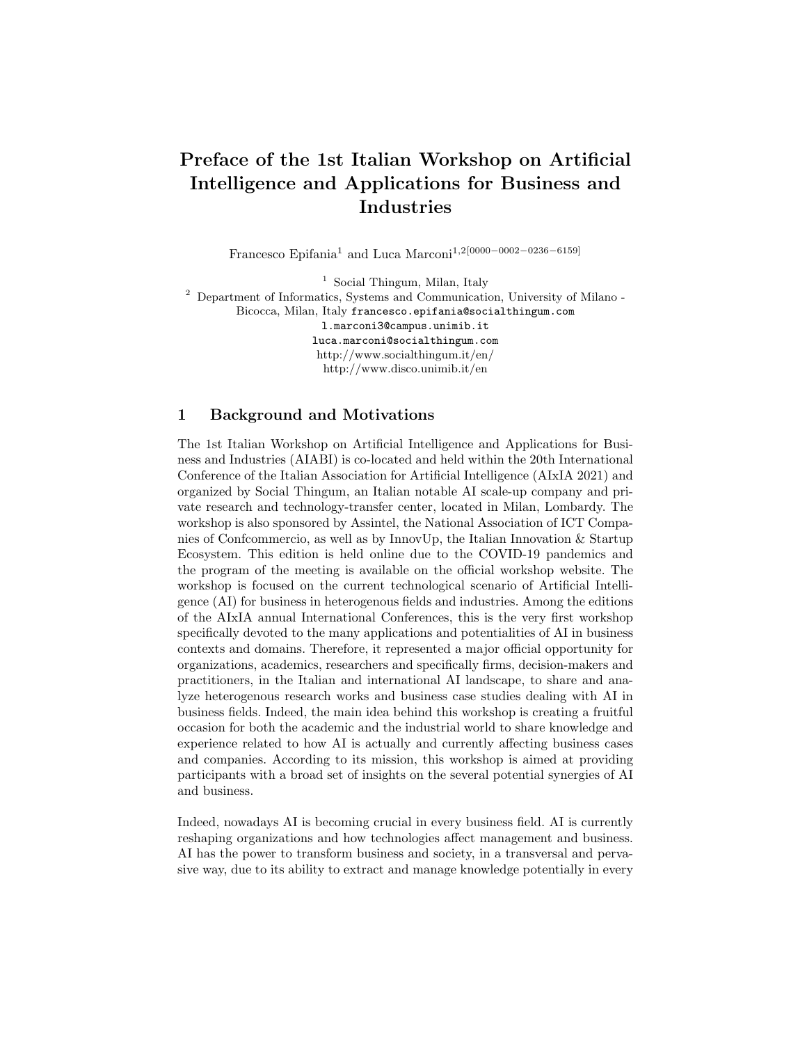# Preface of the 1st Italian Workshop on Artificial Intelligence and Applications for Business and Industries

Francesco Epifania[1] and Luca Marconi[1,2][0000−0002−0236−6159]

[1] Social Thingum, Milan, Italy
[2] Department of Informatics, Systems and Communication, University of Milano - Bicocca, Milan, Italy francesco.epifania@socialthingum.com
l.marconi3@campus.unimib.it
luca.marconi@socialthingum.com
http://www.socialthingum.it/en/
http://www.disco.unimib.it/en

## 1 Background and Motivations

The 1st Italian Workshop on Artificial Intelligence and Applications for Business and Industries (AIABI) is co-located and held within the 20th International Conference of the Italian Association for Artificial Intelligence (AIxIA 2021) and organized by Social Thingum, an Italian notable AI scale-up company and private research and technology-transfer center, located in Milan, Lombardy. The workshop is also sponsored by Assintel, the National Association of ICT Companies of Confcommercio, as well as by InnovUp, the Italian Innovation & Startup Ecosystem. This edition is held online due to the COVID-19 pandemics and the program of the meeting is available on the official workshop website. The workshop is focused on the current technological scenario of Artificial Intelligence (AI) for business in heterogenous fields and industries. Among the editions of the AIxIA annual International Conferences, this is the very first workshop specifically devoted to the many applications and potentialities of AI in business contexts and domains. Therefore, it represented a major official opportunity for organizations, academics, researchers and specifically firms, decision-makers and practitioners, in the Italian and international AI landscape, to share and analyze heterogenous research works and business case studies dealing with AI in business fields. Indeed, the main idea behind this workshop is creating a fruitful occasion for both the academic and the industrial world to share knowledge and experience related to how AI is actually and currently affecting business cases and companies. According to its mission, this workshop is aimed at providing participants with a broad set of insights on the several potential synergies of AI and business.

Indeed, nowadays AI is becoming crucial in every business field. AI is currently reshaping organizations and how technologies affect management and business. AI has the power to transform business and society, in a transversal and pervasive way, due to its ability to extract and manage knowledge potentially in every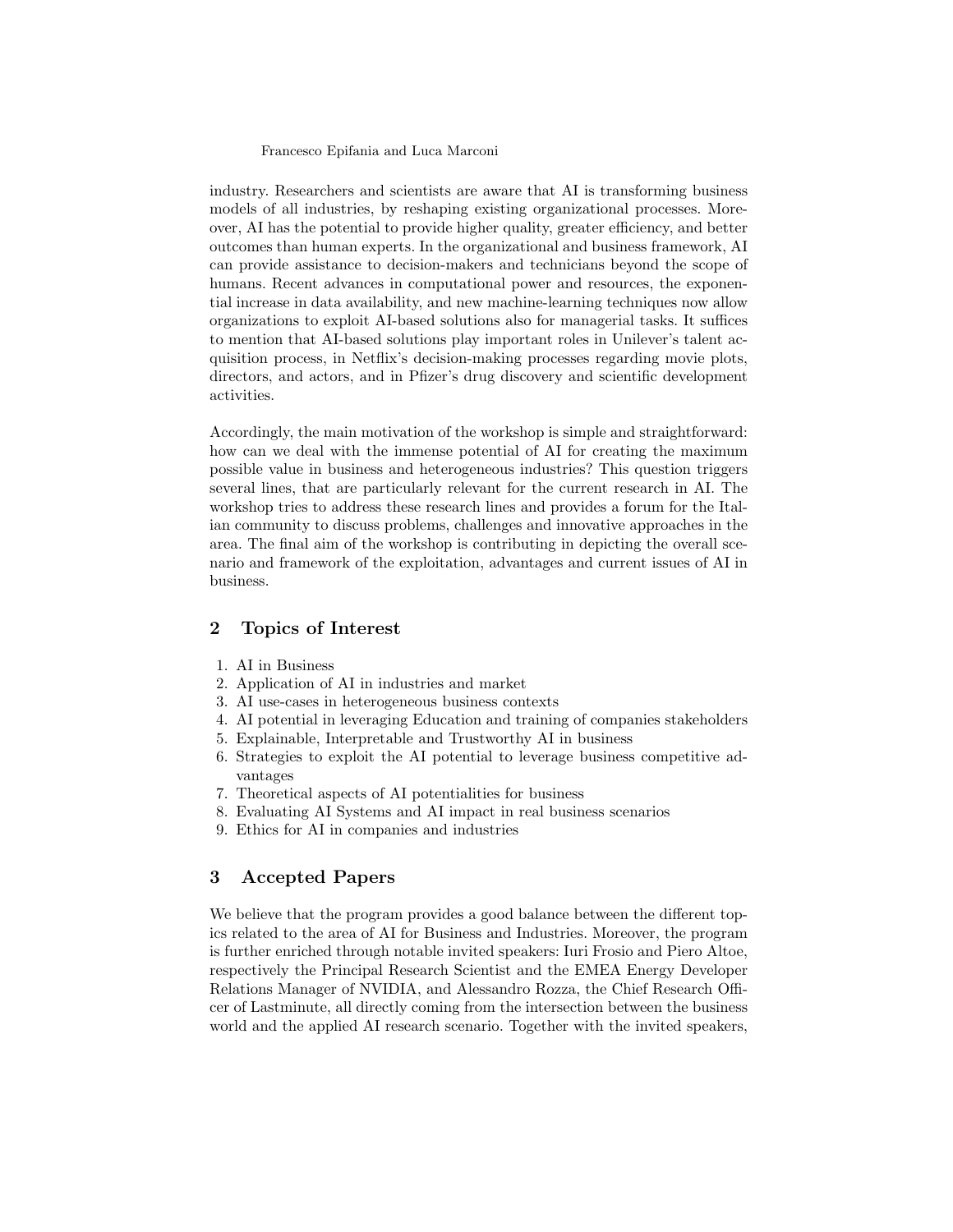industry. Researchers and scientists are aware that AI is transforming business models of all industries, by reshaping existing organizational processes. Moreover, AI has the potential to provide higher quality, greater efficiency, and better outcomes than human experts. In the organizational and business framework, AI can provide assistance to decision-makers and technicians beyond the scope of humans. Recent advances in computational power and resources, the exponential increase in data availability, and new machine-learning techniques now allow organizations to exploit AI-based solutions also for managerial tasks. It suffices to mention that AI-based solutions play important roles in Unilever's talent acquisition process, in Netflix's decision-making processes regarding movie plots, directors, and actors, and in Pfizer's drug discovery and scientific development activities.

Accordingly, the main motivation of the workshop is simple and straightforward: how can we deal with the immense potential of AI for creating the maximum possible value in business and heterogeneous industries? This question triggers several lines, that are particularly relevant for the current research in AI. The workshop tries to address these research lines and provides a forum for the Italian community to discuss problems, challenges and innovative approaches in the area. The final aim of the workshop is contributing in depicting the overall scenario and framework of the exploitation, advantages and current issues of AI in business.

## 2 Topics of Interest

1. AI in Business
2. Application of AI in industries and market
3. AI use-cases in heterogeneous business contexts
4. AI potential in leveraging Education and training of companies stakeholders
5. Explainable, Interpretable and Trustworthy AI in business
6. Strategies to exploit the AI potential to leverage business competitive advantages
7. Theoretical aspects of AI potentialities for business
8. Evaluating AI Systems and AI impact in real business scenarios
9. Ethics for AI in companies and industries

## 3 Accepted Papers

We believe that the program provides a good balance between the different topics related to the area of AI for Business and Industries. Moreover, the program is further enriched through notable invited speakers: Iuri Frosio and Piero Altoe, respectively the Principal Research Scientist and the EMEA Energy Developer Relations Manager of NVIDIA, and Alessandro Rozza, the Chief Research Officer of Lastminute, all directly coming from the intersection between the business world and the applied AI research scenario. Together with the invited speakers,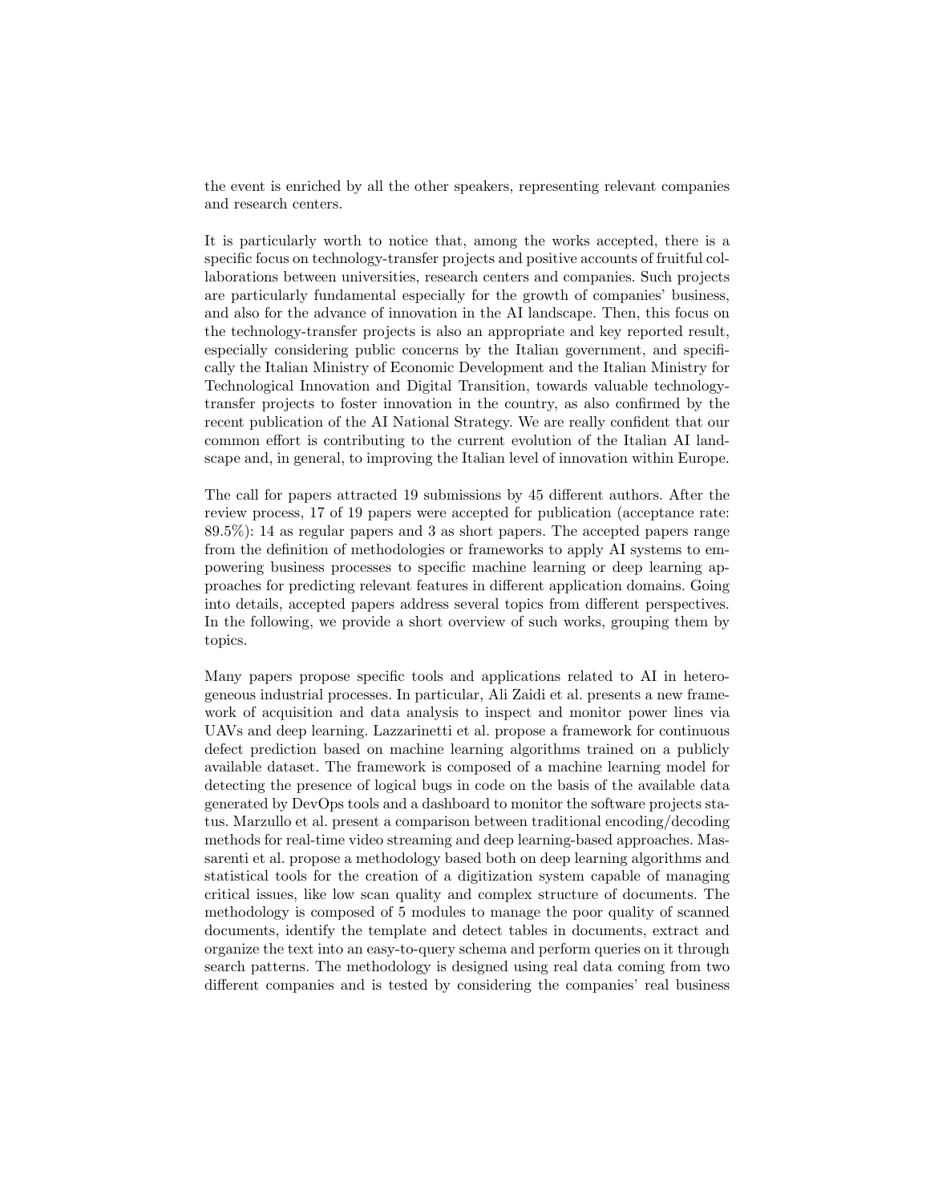the event is enriched by all the other speakers, representing relevant companies and research centers.

It is particularly worth to notice that, among the works accepted, there is a specific focus on technology-transfer projects and positive accounts of fruitful collaborations between universities, research centers and companies. Such projects are particularly fundamental especially for the growth of companies' business, and also for the advance of innovation in the AI landscape. Then, this focus on the technology-transfer projects is also an appropriate and key reported result, especially considering public concerns by the Italian government, and specifically the Italian Ministry of Economic Development and the Italian Ministry for Technological Innovation and Digital Transition, towards valuable technology-transfer projects to foster innovation in the country, as also confirmed by the recent publication of the AI National Strategy. We are really confident that our common effort is contributing to the current evolution of the Italian AI landscape and, in general, to improving the Italian level of innovation within Europe.

The call for papers attracted 19 submissions by 45 different authors. After the review process, 17 of 19 papers were accepted for publication (acceptance rate: 89.5%): 14 as regular papers and 3 as short papers. The accepted papers range from the definition of methodologies or frameworks to apply AI systems to empowering business processes to specific machine learning or deep learning approaches for predicting relevant features in different application domains. Going into details, accepted papers address several topics from different perspectives. In the following, we provide a short overview of such works, grouping them by topics.

Many papers propose specific tools and applications related to AI in heterogeneous industrial processes. In particular, Ali Zaidi et al. presents a new framework of acquisition and data analysis to inspect and monitor power lines via UAVs and deep learning. Lazzarinetti et al. propose a framework for continuous defect prediction based on machine learning algorithms trained on a publicly available dataset. The framework is composed of a machine learning model for detecting the presence of logical bugs in code on the basis of the available data generated by DevOps tools and a dashboard to monitor the software projects status. Marzullo et al. present a comparison between traditional encoding/decoding methods for real-time video streaming and deep learning-based approaches. Massarenti et al. propose a methodology based both on deep learning algorithms and statistical tools for the creation of a digitization system capable of managing critical issues, like low scan quality and complex structure of documents. The methodology is composed of 5 modules to manage the poor quality of scanned documents, identify the template and detect tables in documents, extract and organize the text into an easy-to-query schema and perform queries on it through search patterns. The methodology is designed using real data coming from two different companies and is tested by considering the companies' real business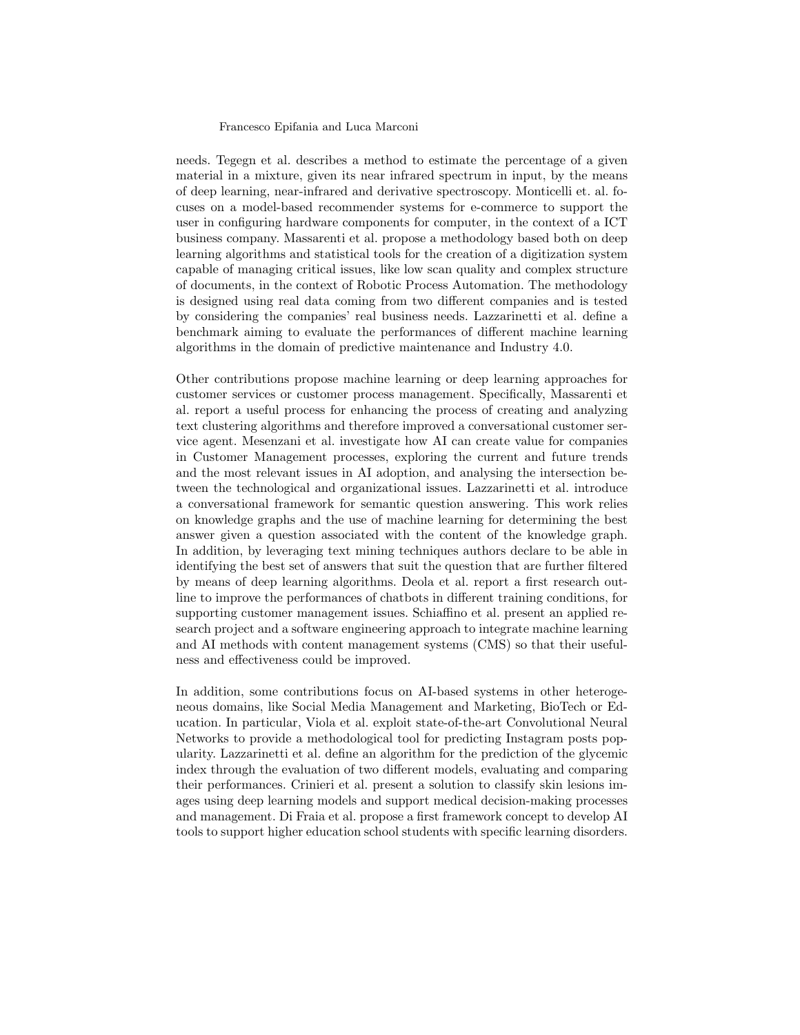needs. Tegegn et al. describes a method to estimate the percentage of a given material in a mixture, given its near infrared spectrum in input, by the means of deep learning, near-infrared and derivative spectroscopy. Monticelli et. al. focuses on a model-based recommender systems for e-commerce to support the user in configuring hardware components for computer, in the context of a ICT business company. Massarenti et al. propose a methodology based both on deep learning algorithms and statistical tools for the creation of a digitization system capable of managing critical issues, like low scan quality and complex structure of documents, in the context of Robotic Process Automation. The methodology is designed using real data coming from two different companies and is tested by considering the companies' real business needs. Lazzarinetti et al. define a benchmark aiming to evaluate the performances of different machine learning algorithms in the domain of predictive maintenance and Industry 4.0.

Other contributions propose machine learning or deep learning approaches for customer services or customer process management. Specifically, Massarenti et al. report a useful process for enhancing the process of creating and analyzing text clustering algorithms and therefore improved a conversational customer service agent. Mesenzani et al. investigate how AI can create value for companies in Customer Management processes, exploring the current and future trends and the most relevant issues in AI adoption, and analysing the intersection between the technological and organizational issues. Lazzarinetti et al. introduce a conversational framework for semantic question answering. This work relies on knowledge graphs and the use of machine learning for determining the best answer given a question associated with the content of the knowledge graph. In addition, by leveraging text mining techniques authors declare to be able in identifying the best set of answers that suit the question that are further filtered by means of deep learning algorithms. Deola et al. report a first research outline to improve the performances of chatbots in different training conditions, for supporting customer management issues. Schiaffino et al. present an applied research project and a software engineering approach to integrate machine learning and AI methods with content management systems (CMS) so that their usefulness and effectiveness could be improved.

In addition, some contributions focus on AI-based systems in other heterogeneous domains, like Social Media Management and Marketing, BioTech or Education. In particular, Viola et al. exploit state-of-the-art Convolutional Neural Networks to provide a methodological tool for predicting Instagram posts popularity. Lazzarinetti et al. define an algorithm for the prediction of the glycemic index through the evaluation of two different models, evaluating and comparing their performances. Crinieri et al. present a solution to classify skin lesions images using deep learning models and support medical decision-making processes and management. Di Fraia et al. propose a first framework concept to develop AI tools to support higher education school students with specific learning disorders.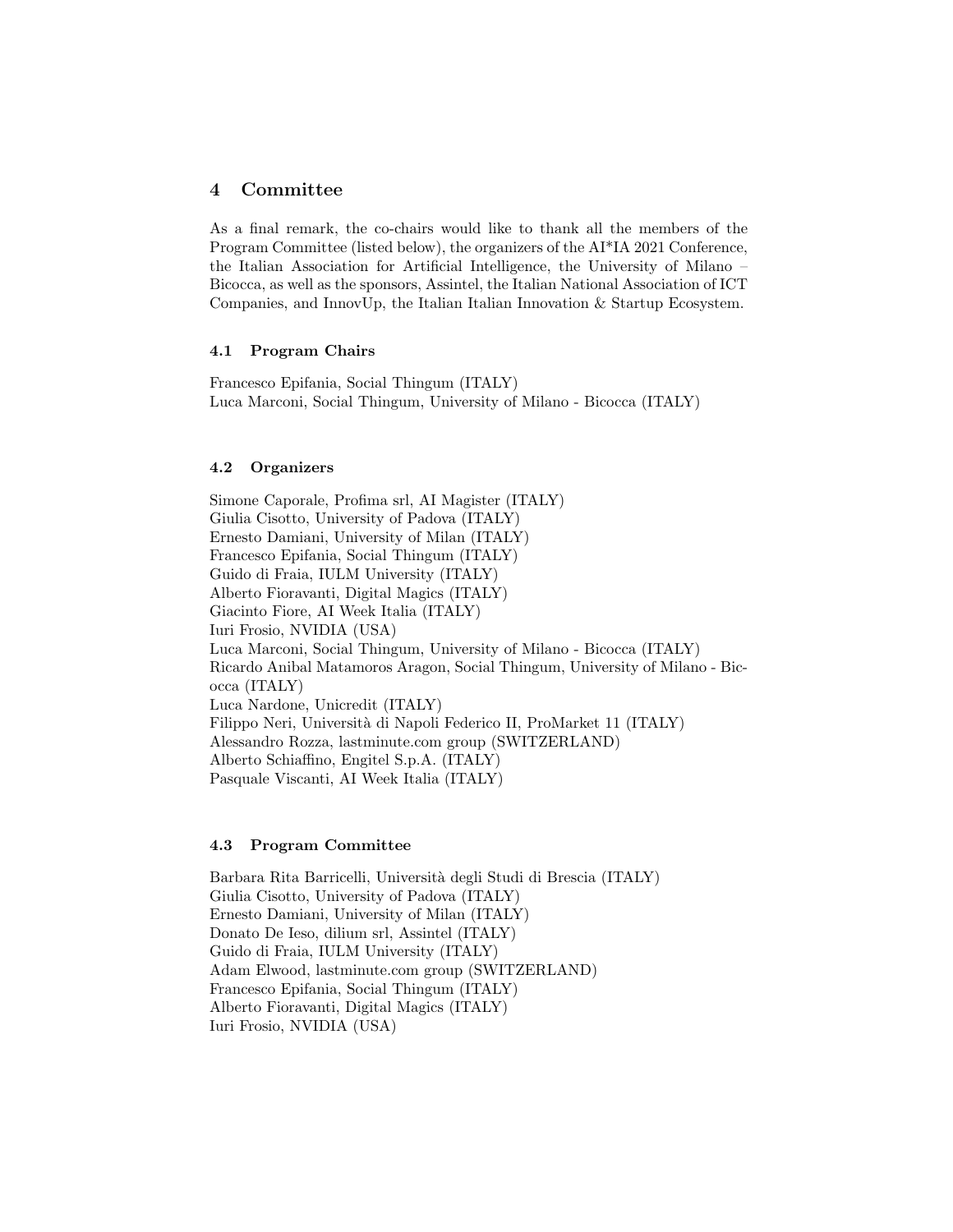## 4 Committee

As a final remark, the co-chairs would like to thank all the members of the Program Committee (listed below), the organizers of the AI*IA 2021 Conference, the Italian Association for Artificial Intelligence, the University of Milano – Bicocca, as well as the sponsors, Assintel, the Italian National Association of ICT Companies, and InnovUp, the Italian Italian Innovation & Startup Ecosystem.

### 4.1 Program Chairs

Francesco Epifania, Social Thingum (ITALY)
Luca Marconi, Social Thingum, University of Milano - Bicocca (ITALY)

### 4.2 Organizers

Simone Caporale, Profima srl, AI Magister (ITALY)
Giulia Cisotto, University of Padova (ITALY)
Ernesto Damiani, University of Milan (ITALY)
Francesco Epifania, Social Thingum (ITALY)
Guido di Fraia, IULM University (ITALY)
Alberto Fioravanti, Digital Magics (ITALY)
Giacinto Fiore, AI Week Italia (ITALY)
Iuri Frosio, NVIDIA (USA)
Luca Marconi, Social Thingum, University of Milano - Bicocca (ITALY)
Ricardo Anibal Matamoros Aragon, Social Thingum, University of Milano - Bicocca (ITALY)
Luca Nardone, Unicredit (ITALY)
Filippo Neri, Università di Napoli Federico II, ProMarket 11 (ITALY)
Alessandro Rozza, lastminute.com group (SWITZERLAND)
Alberto Schiaffino, Engitel S.p.A. (ITALY)
Pasquale Viscanti, AI Week Italia (ITALY)

### 4.3 Program Committee

Barbara Rita Barricelli, Università degli Studi di Brescia (ITALY)
Giulia Cisotto, University of Padova (ITALY)
Ernesto Damiani, University of Milan (ITALY)
Donato De Ieso, dilium srl, Assintel (ITALY)
Guido di Fraia, IULM University (ITALY)
Adam Elwood, lastminute.com group (SWITZERLAND)
Francesco Epifania, Social Thingum (ITALY)
Alberto Fioravanti, Digital Magics (ITALY)
Iuri Frosio, NVIDIA (USA)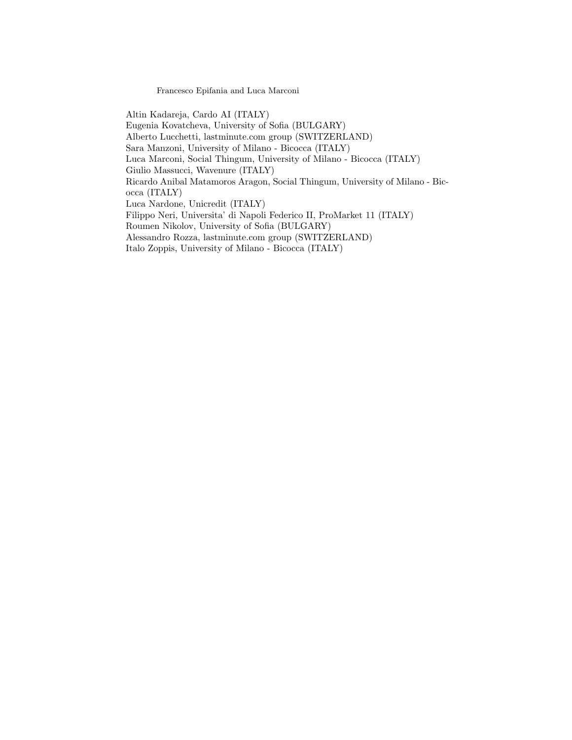Altin Kadareja, Cardo AI (ITALY)
Eugenia Kovatcheva, University of Sofia (BULGARY)
Alberto Lucchetti, lastminute.com group (SWITZERLAND)
Sara Manzoni, University of Milano - Bicocca (ITALY)
Luca Marconi, Social Thingum, University of Milano - Bicocca (ITALY)
Giulio Massucci, Wavenure (ITALY)
Ricardo Anibal Matamoros Aragon, Social Thingum, University of Milano - Bicocca (ITALY)
Luca Nardone, Unicredit (ITALY)
Filippo Neri, Universita' di Napoli Federico II, ProMarket 11 (ITALY)
Roumen Nikolov, University of Sofia (BULGARY)
Alessandro Rozza, lastminute.com group (SWITZERLAND)
Italo Zoppis, University of Milano - Bicocca (ITALY)